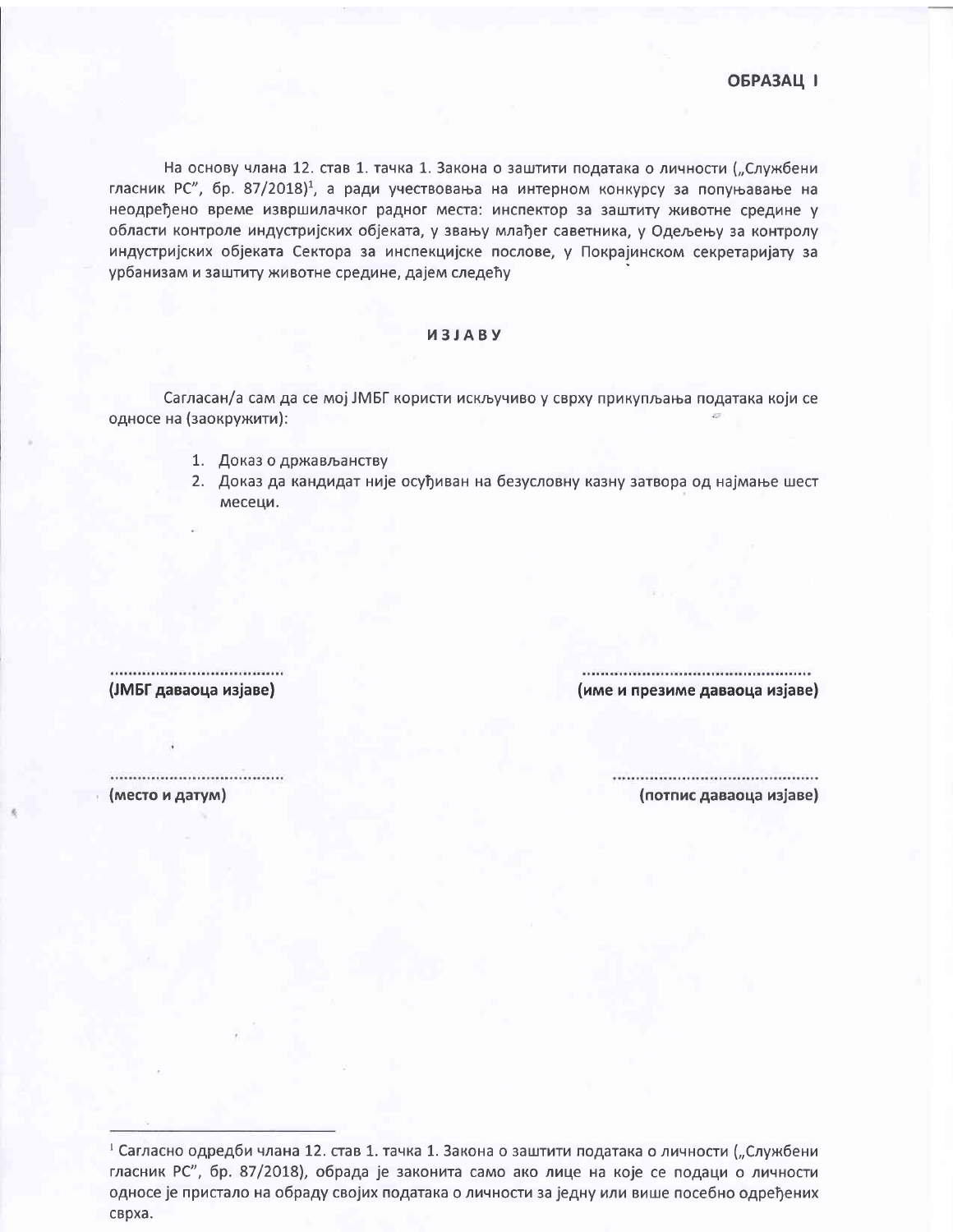**ОБРАЗАЦ I**

На основу члана 12. став 1. тачка 1. Закона о заштити података о личности („Службени гласник РС", бр. 87/2018)[1], а ради учествовања на интерном конкурсу за попуњавање на неодређено време извршилачког радног места: инспектор за заштиту животне средине у области контроле индустријских објеката, у звању млађег саветника, у Одељењу за контролу индустријских објеката Сектора за инспекцијске послове, у Покрајинском секретаријату за урбанизам и заштиту животне средине, дајем следећу

**ИЗЈАВУ**

Сагласан/а сам да се мој ЈМБГ користи искључиво у сврху прикупљања података који се односе на (заокружити):

1. Доказ о држављанству
2. Доказ да кандидат није осуђиван на безусловну казну затвора од најмање шест месеци.

| | |
|---|---|
| ..................................... | ................................................ |
| **(ЈМБГ даваоца изјаве)** | **(име и презиме даваоца изјаве)** |
| ..................................... | ............................................. |
| **(место и датум)** | **(потпис даваоца изјаве)** |

---

[1] Сагласно одредби члана 12. став 1. тачка 1. Закона о заштити података о личности („Службени гласник РС", бр. 87/2018), обрада је законита само ако лице на које се подаци о личности односе је пристало на обраду својих података о личности за једну или више посебно одређених сврха.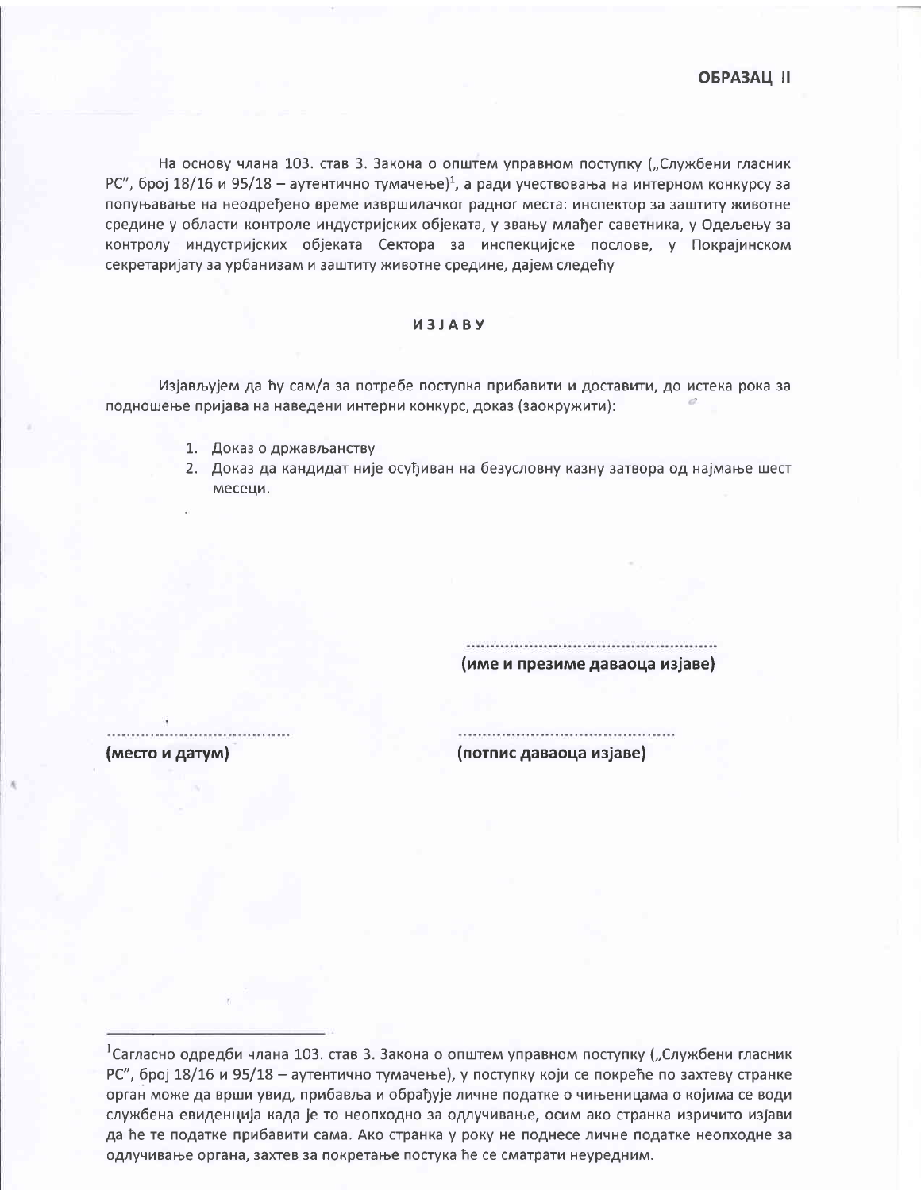**ОБРАЗАЦ II**

На основу члана 103. став 3. Закона о општем управном поступку („Службени гласник РС", број 18/16 и 95/18 – аутентично тумачење)[1], а ради учествовања на интерном конкурсу за попуњавање на неодређено време извршилачког радног места: инспектор за заштиту животне средине у области контроле индустријских објеката, у звању млађег саветника, у Одељењу за контролу индустријских објеката Сектора за инспекцијске послове, у Покрајинском секретаријату за урбанизам и заштиту животне средине, дајем следећу

**И З Ј А В У**

Изјављујем да ћу сам/а за потребе поступка прибавити и доставити, до истека рока за подношење пријава на наведени интерни конкурс, доказ (заокружити):

1. Доказ о држављанству
2. Доказ да кандидат није осуђиван на безусловну казну затвора од најмање шест месеци.

..................................................
**(име и презиме даваоца изјаве)**

.......................................
**(место и датум)**

..............................................
**(потпис даваоца изјаве)**

---

[1] Сагласно одредби члана 103. став 3. Закона о општем управном поступку („Службени гласник РС", број 18/16 и 95/18 – аутентично тумачење), у поступку који се покреће по захтеву странке орган може да врши увид, прибавља и обрађује личне податке о чињеницама о којима се води службена евиденција када је то неопходно за одлучивање, осим ако странка изричито изјави да ће те податке прибавити сама. Ако странка у року не поднесе личне податке неопходне за одлучивање органа, захтев за покретање постука ће се сматрати неуредним.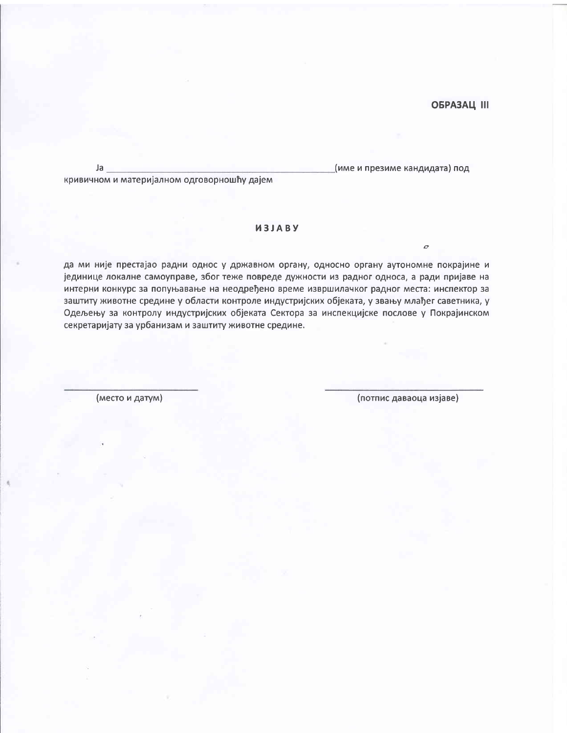**ОБРАЗАЦ III**

Ја _______________________________________________(име и презиме кандидата) под кривичном и материјалном одговорношћу дајем

## ИЗЈАВУ

да ми није престајао радни однос у државном органу, односно органу аутономне покрајине и јединице локалне самоуправе, због теже повреде дужности из радног односа, а ради пријаве на интерни конкурс за попуњавање на неодређено време извршилачког радног места: инспектор за заштиту животне средине у области контроле индустријских објеката, у звању млађег саветника, у Одељењу за контролу индустријских објеката Сектора за инспекцијске послове у Покрајинском секретаријату за урбанизам и заштиту животне средине.

___________________________
(место и датум)

___________________________
(потпис даваоца изјаве)